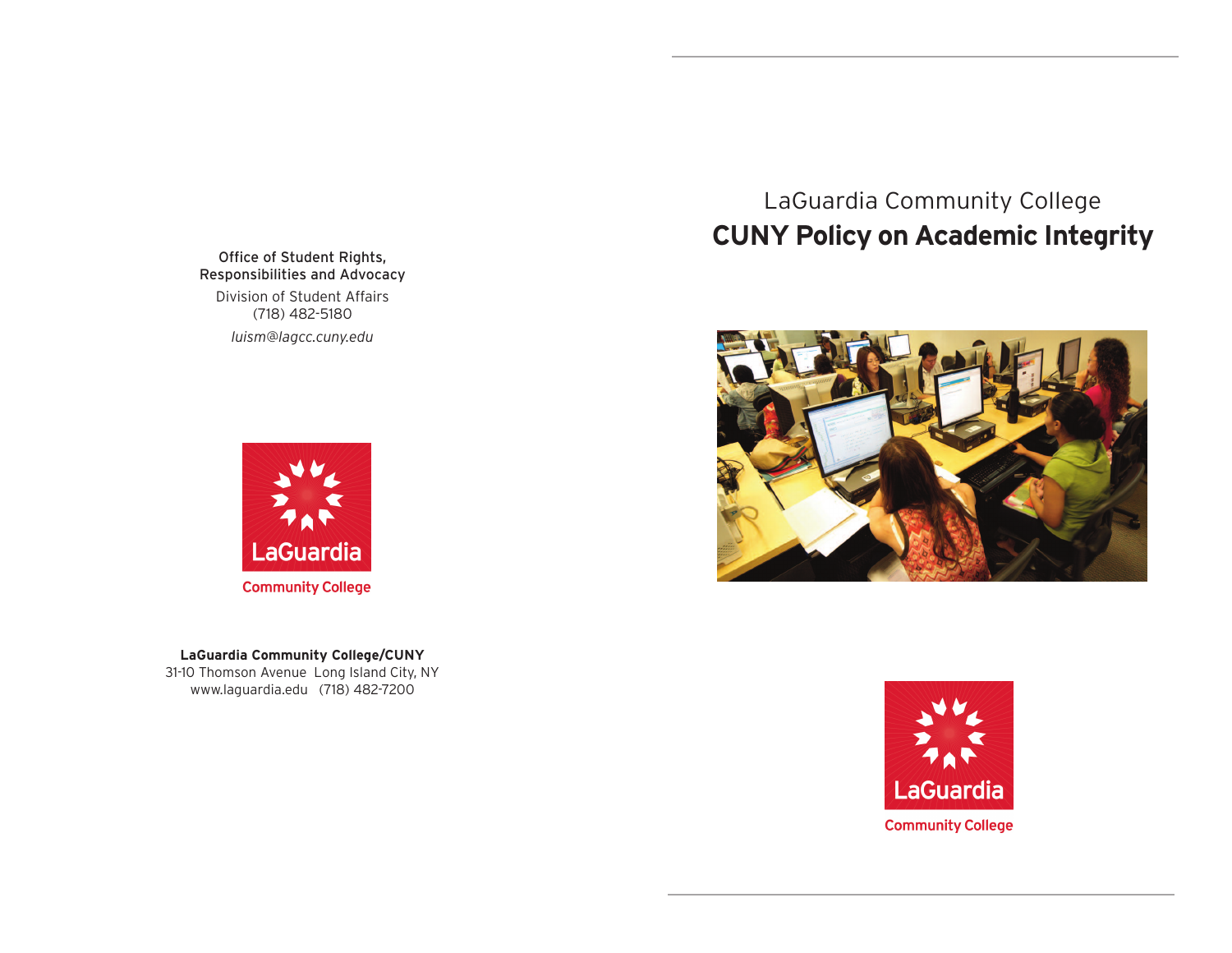Office of Student Rights,
Responsibilities and Advocacy

Division of Student Affairs
(718) 482-5180

*luism@lagcc.cuny.edu*

LaGuardia

Community College

**LaGuardia Community College/CUNY**
31-10 Thomson Avenue Long Island City, NY
www.laguardia.edu (718) 482-7200

LaGuardia Community College

# CUNY Policy on Academic Integrity

LaGuardia

Community College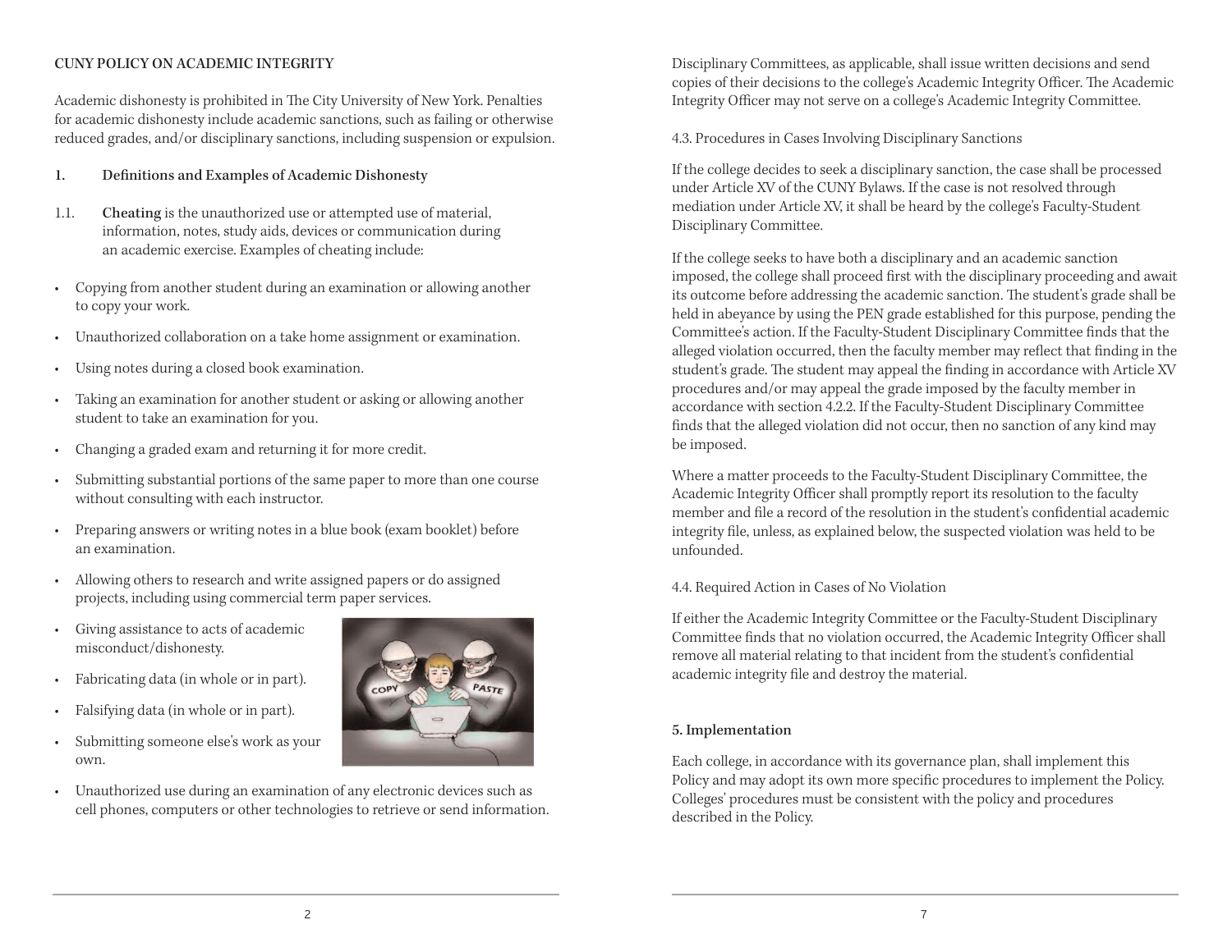## CUNY POLICY ON ACADEMIC INTEGRITY

Academic dishonesty is prohibited in The City University of New York. Penalties for academic dishonesty include academic sanctions, such as failing or otherwise reduced grades, and/or disciplinary sanctions, including suspension or expulsion.

### 1. Definitions and Examples of Academic Dishonesty

1.1. **Cheating** is the unauthorized use or attempted use of material, information, notes, study aids, devices or communication during an academic exercise. Examples of cheating include:

- Copying from another student during an examination or allowing another to copy your work.
- Unauthorized collaboration on a take home assignment or examination.
- Using notes during a closed book examination.
- Taking an examination for another student or asking or allowing another student to take an examination for you.
- Changing a graded exam and returning it for more credit.
- Submitting substantial portions of the same paper to more than one course without consulting with each instructor.
- Preparing answers or writing notes in a blue book (exam booklet) before an examination.
- Allowing others to research and write assigned papers or do assigned projects, including using commercial term paper services.
- Giving assistance to acts of academic misconduct/dishonesty.
- Fabricating data (in whole or in part).
- Falsifying data (in whole or in part).
- Submitting someone else's work as your own.
- Unauthorized use during an examination of any electronic devices such as cell phones, computers or other technologies to retrieve or send information.

Disciplinary Committees, as applicable, shall issue written decisions and send copies of their decisions to the college's Academic Integrity Officer. The Academic Integrity Officer may not serve on a college's Academic Integrity Committee.

4.3. Procedures in Cases Involving Disciplinary Sanctions

If the college decides to seek a disciplinary sanction, the case shall be processed under Article XV of the CUNY Bylaws. If the case is not resolved through mediation under Article XV, it shall be heard by the college's Faculty-Student Disciplinary Committee.

If the college seeks to have both a disciplinary and an academic sanction imposed, the college shall proceed first with the disciplinary proceeding and await its outcome before addressing the academic sanction. The student's grade shall be held in abeyance by using the PEN grade established for this purpose, pending the Committee's action. If the Faculty-Student Disciplinary Committee finds that the alleged violation occurred, then the faculty member may reflect that finding in the student's grade. The student may appeal the finding in accordance with Article XV procedures and/or may appeal the grade imposed by the faculty member in accordance with section 4.2.2. If the Faculty-Student Disciplinary Committee finds that the alleged violation did not occur, then no sanction of any kind may be imposed.

Where a matter proceeds to the Faculty-Student Disciplinary Committee, the Academic Integrity Officer shall promptly report its resolution to the faculty member and file a record of the resolution in the student's confidential academic integrity file, unless, as explained below, the suspected violation was held to be unfounded.

4.4. Required Action in Cases of No Violation

If either the Academic Integrity Committee or the Faculty-Student Disciplinary Committee finds that no violation occurred, the Academic Integrity Officer shall remove all material relating to that incident from the student's confidential academic integrity file and destroy the material.

### 5. Implementation

Each college, in accordance with its governance plan, shall implement this Policy and may adopt its own more specific procedures to implement the Policy. Colleges' procedures must be consistent with the policy and procedures described in the Policy.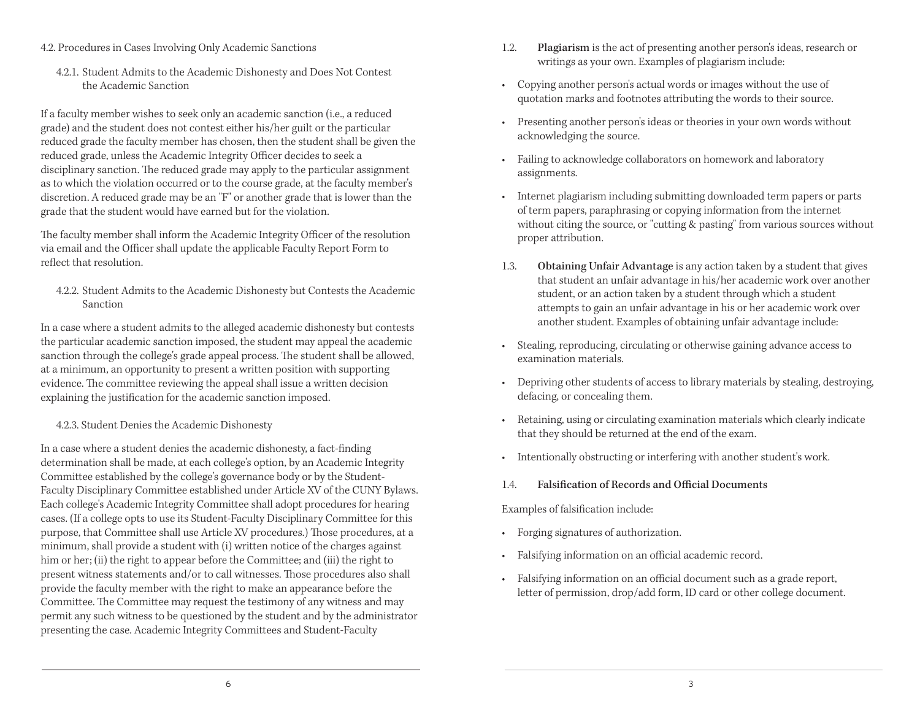4.2. Procedures in Cases Involving Only Academic Sanctions

4.2.1. Student Admits to the Academic Dishonesty and Does Not Contest the Academic Sanction

If a faculty member wishes to seek only an academic sanction (i.e., a reduced grade) and the student does not contest either his/her guilt or the particular reduced grade the faculty member has chosen, then the student shall be given the reduced grade, unless the Academic Integrity Officer decides to seek a disciplinary sanction. The reduced grade may apply to the particular assignment as to which the violation occurred or to the course grade, at the faculty member's discretion. A reduced grade may be an "F" or another grade that is lower than the grade that the student would have earned but for the violation.

The faculty member shall inform the Academic Integrity Officer of the resolution via email and the Officer shall update the applicable Faculty Report Form to reflect that resolution.

4.2.2. Student Admits to the Academic Dishonesty but Contests the Academic Sanction

In a case where a student admits to the alleged academic dishonesty but contests the particular academic sanction imposed, the student may appeal the academic sanction through the college's grade appeal process. The student shall be allowed, at a minimum, an opportunity to present a written position with supporting evidence. The committee reviewing the appeal shall issue a written decision explaining the justification for the academic sanction imposed.

4.2.3. Student Denies the Academic Dishonesty

In a case where a student denies the academic dishonesty, a fact-finding determination shall be made, at each college's option, by an Academic Integrity Committee established by the college's governance body or by the Student-Faculty Disciplinary Committee established under Article XV of the CUNY Bylaws. Each college's Academic Integrity Committee shall adopt procedures for hearing cases. (If a college opts to use its Student-Faculty Disciplinary Committee for this purpose, that Committee shall use Article XV procedures.) Those procedures, at a minimum, shall provide a student with (i) written notice of the charges against him or her; (ii) the right to appear before the Committee; and (iii) the right to present witness statements and/or to call witnesses. Those procedures also shall provide the faculty member with the right to make an appearance before the Committee. The Committee may request the testimony of any witness and may permit any such witness to be questioned by the student and by the administrator presenting the case. Academic Integrity Committees and Student-Faculty

1.2. **Plagiarism** is the act of presenting another person's ideas, research or writings as your own. Examples of plagiarism include:

- Copying another person's actual words or images without the use of quotation marks and footnotes attributing the words to their source.
- Presenting another person's ideas or theories in your own words without acknowledging the source.
- Failing to acknowledge collaborators on homework and laboratory assignments.
- Internet plagiarism including submitting downloaded term papers or parts of term papers, paraphrasing or copying information from the internet without citing the source, or "cutting & pasting" from various sources without proper attribution.

1.3. **Obtaining Unfair Advantage** is any action taken by a student that gives that student an unfair advantage in his/her academic work over another student, or an action taken by a student through which a student attempts to gain an unfair advantage in his or her academic work over another student. Examples of obtaining unfair advantage include:

- Stealing, reproducing, circulating or otherwise gaining advance access to examination materials.
- Depriving other students of access to library materials by stealing, destroying, defacing, or concealing them.
- Retaining, using or circulating examination materials which clearly indicate that they should be returned at the end of the exam.
- Intentionally obstructing or interfering with another student's work.

1.4. **Falsification of Records and Official Documents**

Examples of falsification include:

- Forging signatures of authorization.
- Falsifying information on an official academic record.
- Falsifying information on an official document such as a grade report, letter of permission, drop/add form, ID card or other college document.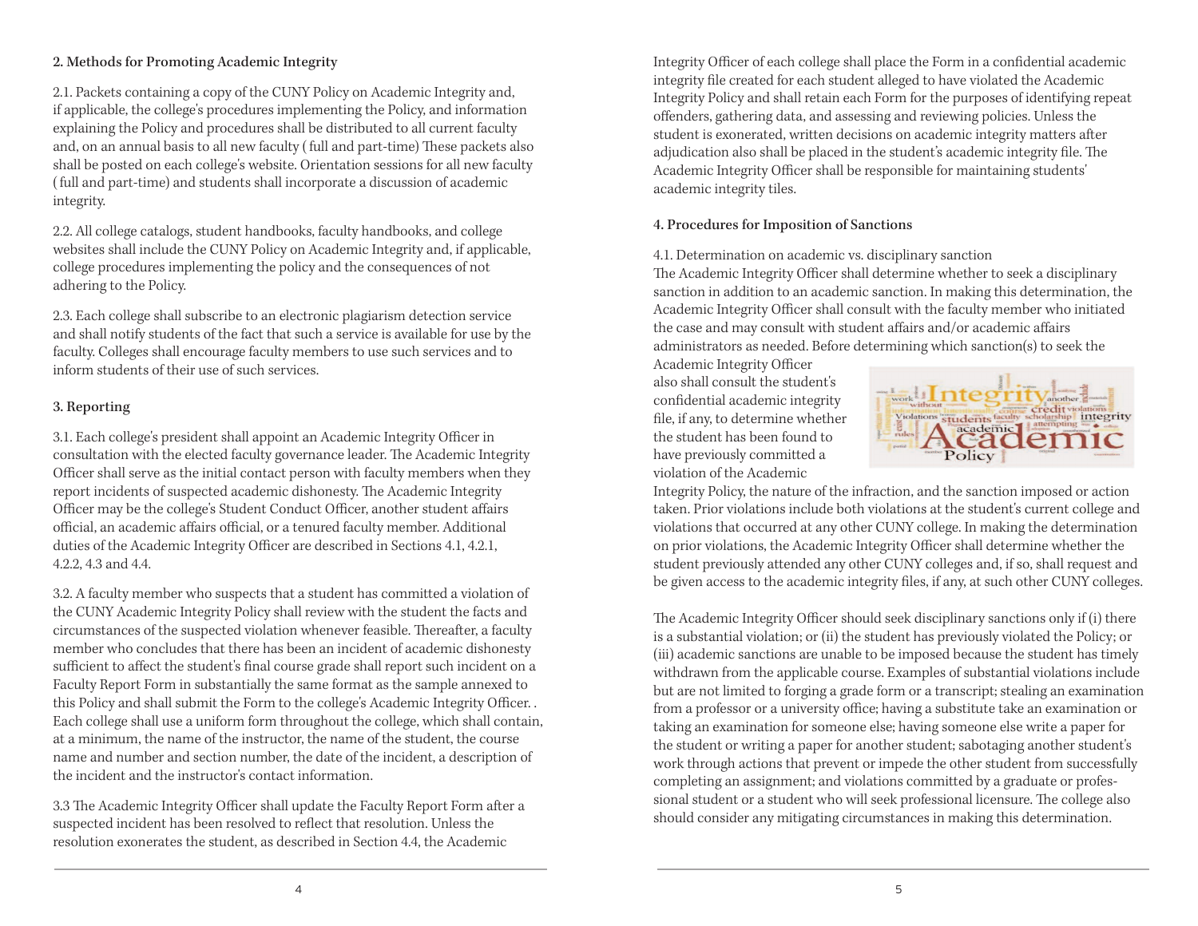### 2. Methods for Promoting Academic Integrity

2.1. Packets containing a copy of the CUNY Policy on Academic Integrity and, if applicable, the college's procedures implementing the Policy, and information explaining the Policy and procedures shall be distributed to all current faculty and, on an annual basis to all new faculty ( full and part-time) These packets also shall be posted on each college's website. Orientation sessions for all new faculty ( full and part-time) and students shall incorporate a discussion of academic integrity.

2.2. All college catalogs, student handbooks, faculty handbooks, and college websites shall include the CUNY Policy on Academic Integrity and, if applicable, college procedures implementing the policy and the consequences of not adhering to the Policy.

2.3. Each college shall subscribe to an electronic plagiarism detection service and shall notify students of the fact that such a service is available for use by the faculty. Colleges shall encourage faculty members to use such services and to inform students of their use of such services.

### 3. Reporting

3.1. Each college's president shall appoint an Academic Integrity Officer in consultation with the elected faculty governance leader. The Academic Integrity Officer shall serve as the initial contact person with faculty members when they report incidents of suspected academic dishonesty. The Academic Integrity Officer may be the college's Student Conduct Officer, another student affairs official, an academic affairs official, or a tenured faculty member. Additional duties of the Academic Integrity Officer are described in Sections 4.1, 4.2.1, 4.2.2, 4.3 and 4.4.

3.2. A faculty member who suspects that a student has committed a violation of the CUNY Academic Integrity Policy shall review with the student the facts and circumstances of the suspected violation whenever feasible. Thereafter, a faculty member who concludes that there has been an incident of academic dishonesty sufficient to affect the student's final course grade shall report such incident on a Faculty Report Form in substantially the same format as the sample annexed to this Policy and shall submit the Form to the college's Academic Integrity Officer. . Each college shall use a uniform form throughout the college, which shall contain, at a minimum, the name of the instructor, the name of the student, the course name and number and section number, the date of the incident, a description of the incident and the instructor's contact information.

3.3 The Academic Integrity Officer shall update the Faculty Report Form after a suspected incident has been resolved to reflect that resolution. Unless the resolution exonerates the student, as described in Section 4.4, the Academic Integrity Officer of each college shall place the Form in a confidential academic integrity file created for each student alleged to have violated the Academic Integrity Policy and shall retain each Form for the purposes of identifying repeat offenders, gathering data, and assessing and reviewing policies. Unless the student is exonerated, written decisions on academic integrity matters after adjudication also shall be placed in the student's academic integrity file. The Academic Integrity Officer shall be responsible for maintaining students' academic integrity tiles.

### 4. Procedures for Imposition of Sanctions

4.1. Determination on academic vs. disciplinary sanction
The Academic Integrity Officer shall determine whether to seek a disciplinary sanction in addition to an academic sanction. In making this determination, the Academic Integrity Officer shall consult with the faculty member who initiated the case and may consult with student affairs and/or academic affairs administrators as needed. Before determining which sanction(s) to seek the Academic Integrity Officer also shall consult the student's confidential academic integrity file, if any, to determine whether the student has been found to have previously committed a violation of the Academic Integrity Policy, the nature of the infraction, and the sanction imposed or action taken. Prior violations include both violations at the student's current college and violations that occurred at any other CUNY college. In making the determination on prior violations, the Academic Integrity Officer shall determine whether the student previously attended any other CUNY colleges and, if so, shall request and be given access to the academic integrity files, if any, at such other CUNY colleges.

The Academic Integrity Officer should seek disciplinary sanctions only if (i) there is a substantial violation; or (ii) the student has previously violated the Policy; or (iii) academic sanctions are unable to be imposed because the student has timely withdrawn from the applicable course. Examples of substantial violations include but are not limited to forging a grade form or a transcript; stealing an examination from a professor or a university office; having a substitute take an examination or taking an examination for someone else; having someone else write a paper for the student or writing a paper for another student; sabotaging another student's work through actions that prevent or impede the other student from successfully completing an assignment; and violations committed by a graduate or professional student or a student who will seek professional licensure. The college also should consider any mitigating circumstances in making this determination.